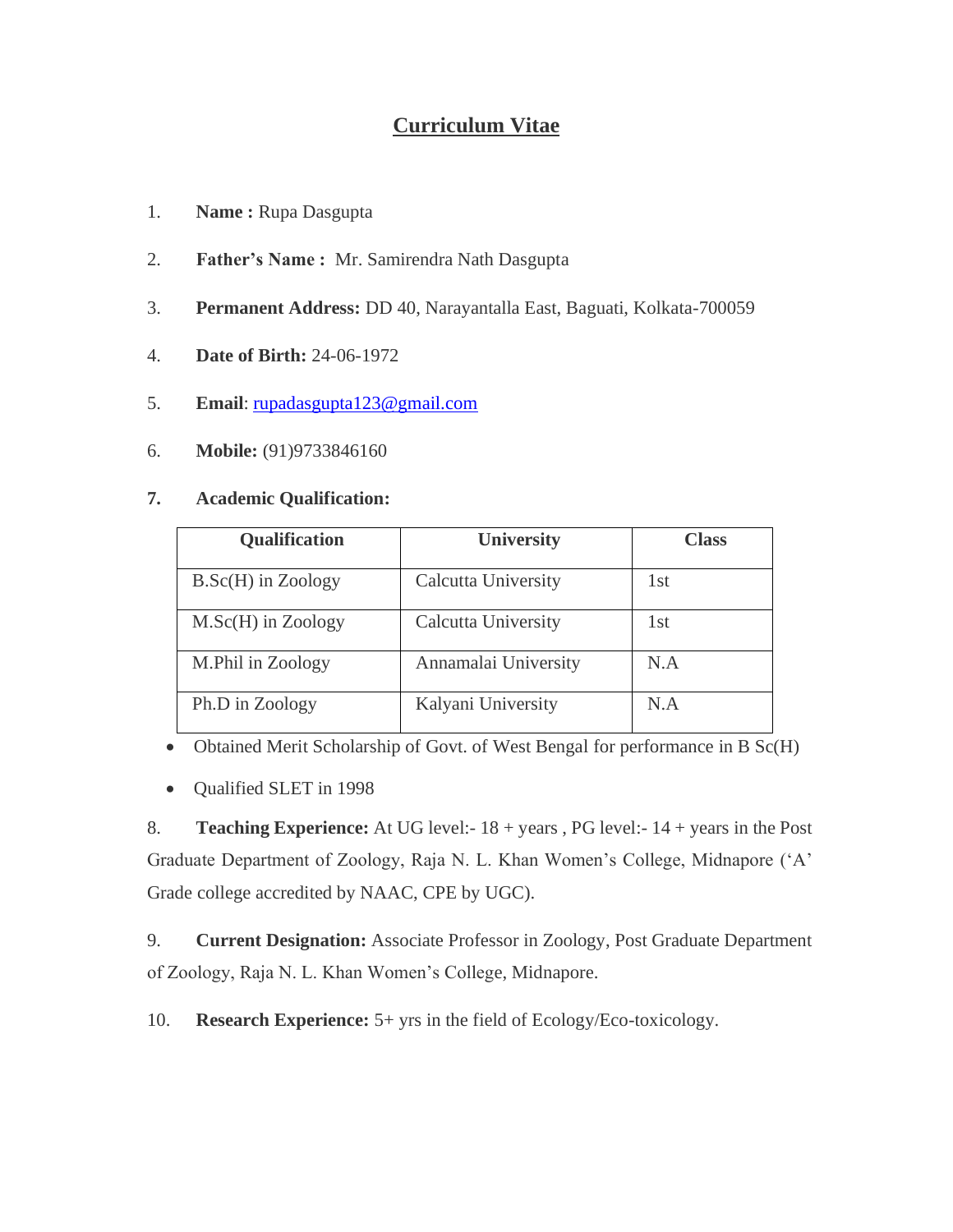# Curriculum Vitae

1. **Name :** Rupa Dasgupta

2. **Father's Name :** Mr. Samirendra Nath Dasgupta

3. **Permanent Address:** DD 40, Narayantalla East, Baguati, Kolkata-700059

4. **Date of Birth:** 24-06-1972

5. **Email**: rupadasgupta123@gmail.com

6. **Mobile:** (91)9733846160

7. **Academic Qualification:**

| Qualification | University | Class |
|---|---|---|
| B.Sc(H) in Zoology | Calcutta University | 1st |
| M.Sc(H) in Zoology | Calcutta University | 1st |
| M.Phil in Zoology | Annamalai University | N.A |
| Ph.D in Zoology | Kalyani University | N.A |

- Obtained Merit Scholarship of Govt. of West Bengal for performance in B Sc(H)
- Qualified SLET in 1998

8. **Teaching Experience:** At UG level:- 18 + years , PG level:- 14 + years in the Post Graduate Department of Zoology, Raja N. L. Khan Women's College, Midnapore ('A' Grade college accredited by NAAC, CPE by UGC).

9. **Current Designation:** Associate Professor in Zoology, Post Graduate Department of Zoology, Raja N. L. Khan Women's College, Midnapore.

10. **Research Experience:** 5+ yrs in the field of Ecology/Eco-toxicology.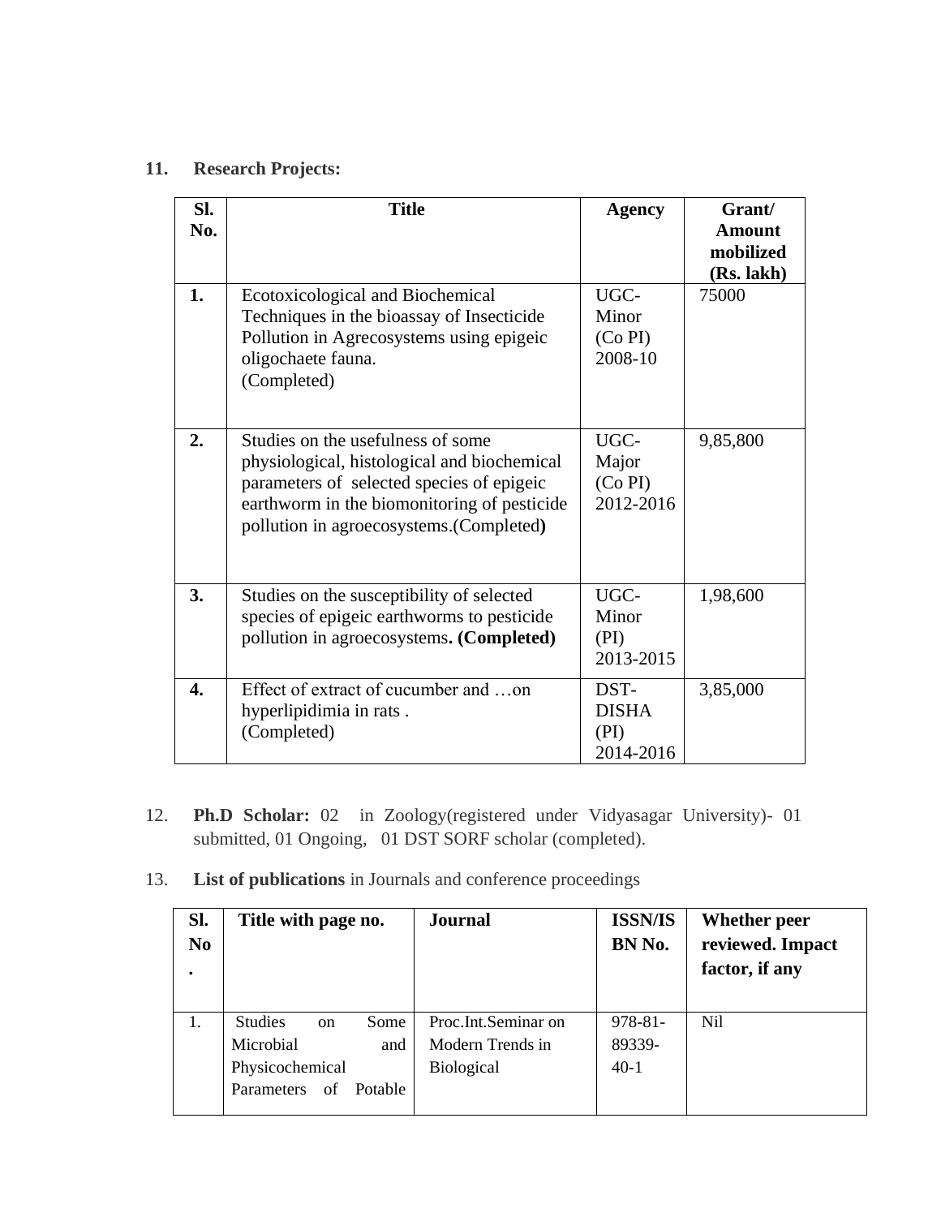11. **Research Projects:**

| Sl. No. | Title | Agency | Grant/ Amount mobilized (Rs. lakh) |
|---|---|---|---|
| **1.** | Ecotoxicological and Biochemical Techniques in the bioassay of Insecticide Pollution in Agrecosystems using epigeic oligochaete fauna. (Completed) | UGC-Minor (Co PI) 2008-10 | 75000 |
| **2.** | Studies on the usefulness of some physiological, histological and biochemical parameters of selected species of epigeic earthworm in the biomonitoring of pesticide pollution in agroecosystems.(Completed**)** | UGC-Major (Co PI) 2012-2016 | 9,85,800 |
| **3.** | Studies on the susceptibility of selected species of epigeic earthworms to pesticide pollution in agroecosystems**. (Completed)** | UGC-Minor (PI) 2013-2015 | 1,98,600 |
| **4.** | Effect of extract of cucumber and …on hyperlipidimia in rats . (Completed) | DST-DISHA (PI) 2014-2016 | 3,85,000 |

12. **Ph.D Scholar:** 02 in Zoology(registered under Vidyasagar University)- 01 submitted, 01 Ongoing, 01 DST SORF scholar (completed).

13. **List of publications** in Journals and conference proceedings

| Sl. No. | Title with page no. | Journal | ISSN/ISBN No. | Whether peer reviewed. Impact factor, if any |
|---|---|---|---|---|
| 1. | Studies on Some Microbial and Physicochemical Parameters of Potable | Proc.Int.Seminar on Modern Trends in Biological | 978-81-89339-40-1 | Nil |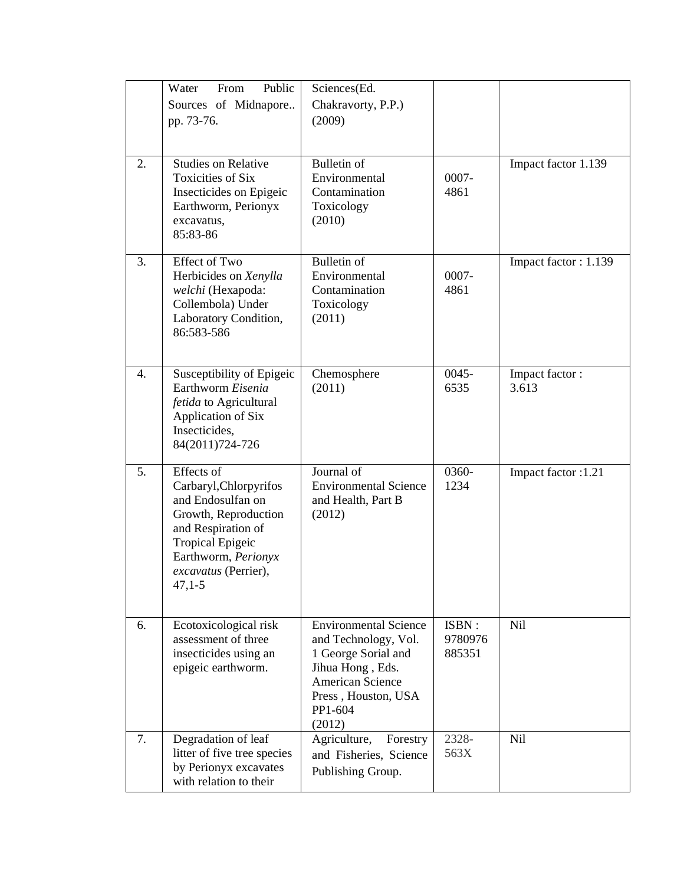|  |  |  |  |  |
|---|---|---|---|---|
|  | Water From Public Sources of Midnapore.. pp. 73-76. | Sciences(Ed. Chakravorty, P.P.) (2009) |  |  |
| 2. | Studies on Relative Toxicities of Six Insecticides on Epigeic Earthworm, Perionyx excavatus, 85:83-86 | Bulletin of Environmental Contamination Toxicology (2010) | 0007-4861 | Impact factor 1.139 |
| 3. | Effect of Two Herbicides on *Xenylla welchi* (Hexapoda: Collembola) Under Laboratory Condition, 86:583-586 | Bulletin of Environmental Contamination Toxicology (2011) | 0007-4861 | Impact factor : 1.139 |
| 4. | Susceptibility of Epigeic Earthworm *Eisenia fetida* to Agricultural Application of Six Insecticides, 84(2011)724-726 | Chemosphere (2011) | 0045-6535 | Impact factor : 3.613 |
| 5. | Effects of Carbaryl,Chlorpyrifos and Endosulfan on Growth, Reproduction and Respiration of Tropical Epigeic Earthworm, *Perionyx excavatus* (Perrier), 47,1-5 | Journal of Environmental Science and Health, Part B (2012) | 0360-1234 | Impact factor :1.21 |
| 6. | Ecotoxicological risk assessment of three insecticides using an epigeic earthworm. | Environmental Science and Technology, Vol. 1 George Sorial and Jihua Hong , Eds. American Science Press , Houston, USA PP1-604 (2012) | ISBN : 9780976885351 | Nil |
| 7. | Degradation of leaf litter of five tree species by Perionyx excavates with relation to their | Agriculture, Forestry and Fisheries, Science Publishing Group. | 2328-563X | Nil |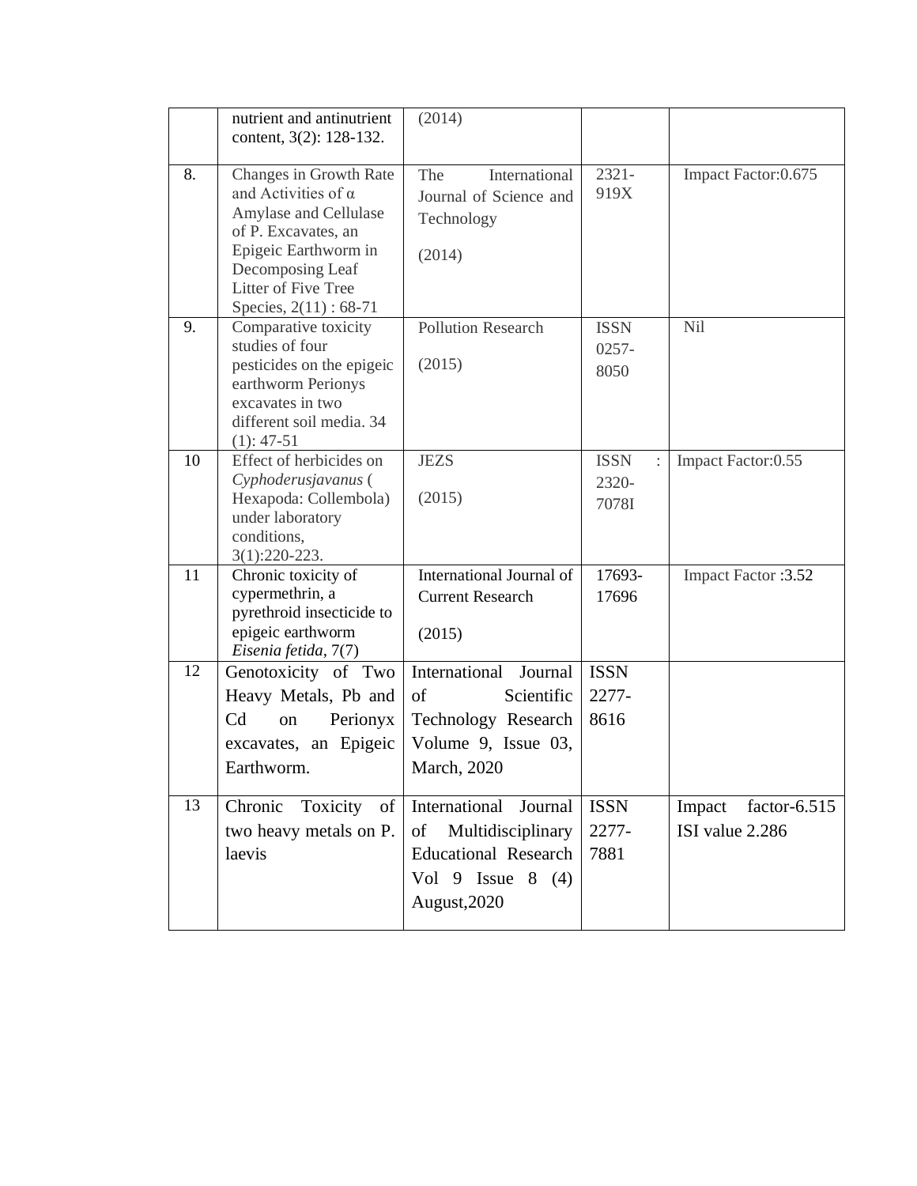| | | | | |
|---|---|---|---|---|
| | nutrient and antinutrient content, 3(2): 128-132. | (2014) | | |
| 8. | Changes in Growth Rate and Activities of α Amylase and Cellulase of P. Excavates, an Epigeic Earthworm in Decomposing Leaf Litter of Five Tree Species, 2(11) : 68-71 | The International Journal of Science and Technology (2014) | 2321-919X | Impact Factor:0.675 |
| 9. | Comparative toxicity studies of four pesticides on the epigeic earthworm Perionys excavates in two different soil media. 34 (1): 47-51 | Pollution Research (2015) | ISSN 0257-8050 | Nil |
| 10 | Effect of herbicides on *Cyphoderusjavanus* ( Hexapoda: Collembola) under laboratory conditions, 3(1):220-223. | JEZS (2015) | ISSN : 2320-7078I | Impact Factor:0.55 |
| 11 | Chronic toxicity of cypermethrin, a pyrethroid insecticide to epigeic earthworm *Eisenia fetida*, 7(7) | International Journal of Current Research (2015) | 17693-17696 | Impact Factor :3.52 |
| 12 | Genotoxicity of Two Heavy Metals, Pb and Cd on Perionyx excavates, an Epigeic Earthworm. | International Journal of Scientific Technology Research Volume 9, Issue 03, March, 2020 | ISSN 2277-8616 | |
| 13 | Chronic Toxicity of two heavy metals on P. laevis | International Journal of Multidisciplinary Educational Research Vol 9 Issue 8 (4) August,2020 | ISSN 2277-7881 | Impact factor-6.515 ISI value 2.286 |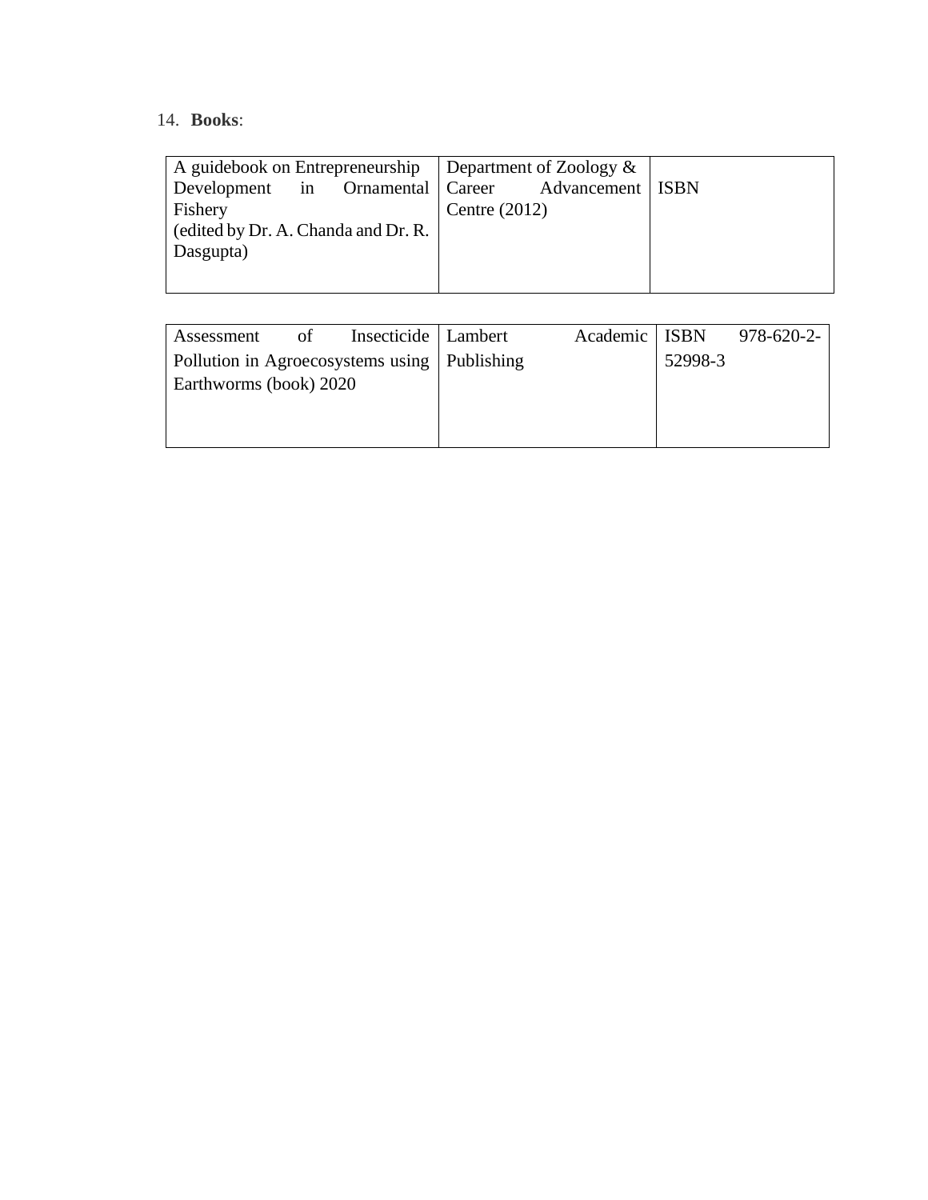14. **Books**:

| | | |
|---|---|---|
| A guidebook on Entrepreneurship Development in Ornamental Fishery (edited by Dr. A. Chanda and Dr. R. Dasgupta) | Department of Zoology & Career Advancement Centre (2012) | ISBN |

| | | |
|---|---|---|
| Assessment of Insecticide Pollution in Agroecosystems using Earthworms (book) 2020 | Lambert Academic Publishing | ISBN 978-620-2-52998-3 |